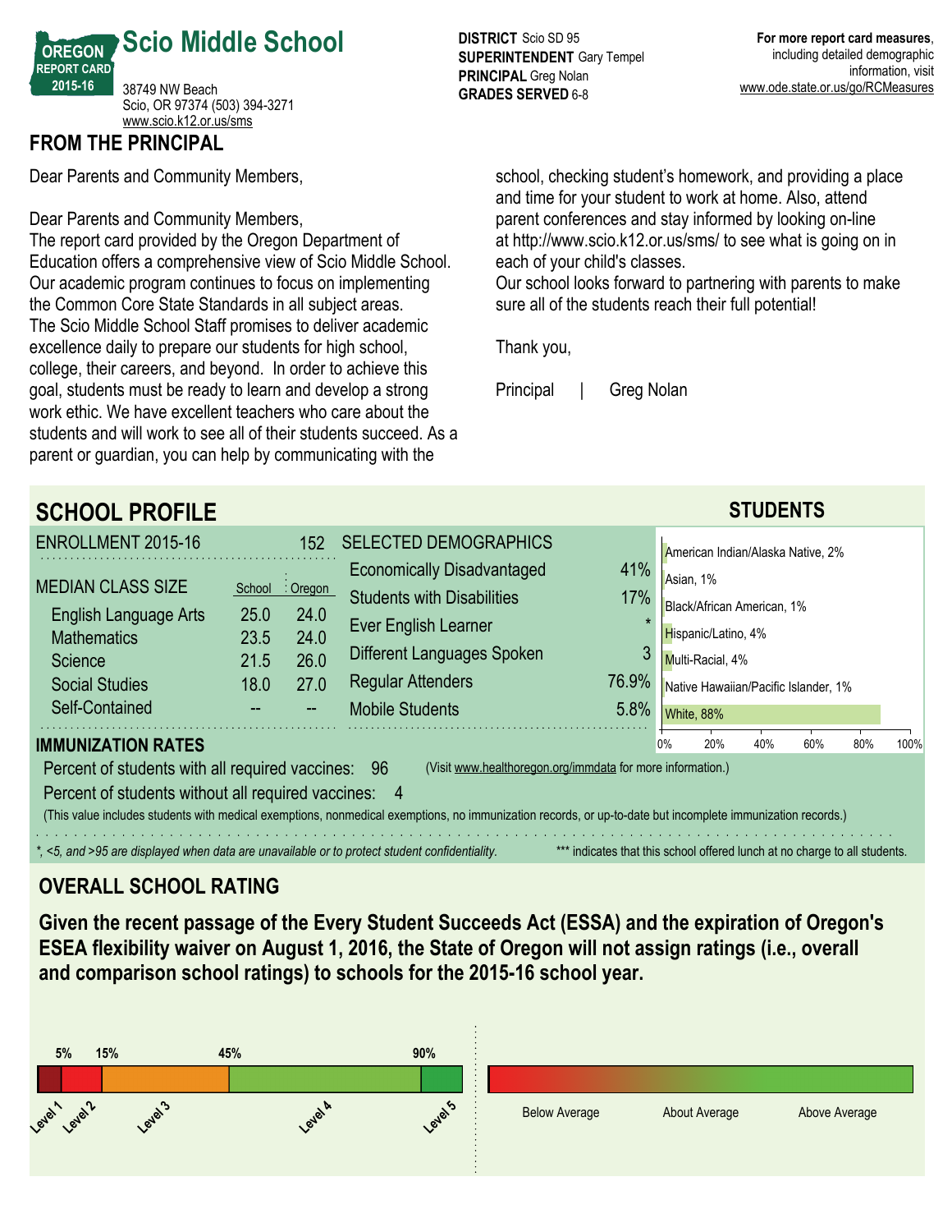OREGON REPORT CARD 2015-16

# Scio Middle School

38749 NW Beach
Scio, OR 97374 (503) 394-3271
www.scio.k12.or.us/sms

**DISTRICT** Scio SD 95
**SUPERINTENDENT** Gary Tempel
**PRINCIPAL** Greg Nolan
**GRADES SERVED** 6-8

**For more report card measures**, including detailed demographic information, visit www.ode.state.or.us/go/RCMeasures

## FROM THE PRINCIPAL

Dear Parents and Community Members,

Dear Parents and Community Members,
The report card provided by the Oregon Department of Education offers a comprehensive view of Scio Middle School. Our academic program continues to focus on implementing the Common Core State Standards in all subject areas. The Scio Middle School Staff promises to deliver academic excellence daily to prepare our students for high school, college, their careers, and beyond. In order to achieve this goal, students must be ready to learn and develop a strong work ethic. We have excellent teachers who care about the students and will work to see all of their students succeed. As a parent or guardian, you can help by communicating with the school, checking student's homework, and providing a place and time for your student to work at home. Also, attend parent conferences and stay informed by looking on-line at http://www.scio.k12.or.us/sms/ to see what is going on in each of your child's classes.
Our school looks forward to partnering with parents to make sure all of the students reach their full potential!

Thank you,

Principal | Greg Nolan

## SCHOOL PROFILE

**ENROLLMENT 2015-16** 152

| MEDIAN CLASS SIZE | School | Oregon |
|---|---|---|
| English Language Arts | 25.0 | 24.0 |
| Mathematics | 23.5 | 24.0 |
| Science | 21.5 | 26.0 |
| Social Studies | 18.0 | 27.0 |
| Self-Contained | -- | -- |

| SELECTED DEMOGRAPHICS | |
|---|---|
| Economically Disadvantaged | 41% |
| Students with Disabilities | 17% |
| Ever English Learner | * |
| Different Languages Spoken | 3 |
| Regular Attenders | 76.9% |
| Mobile Students | 5.8% |

### STUDENTS

| Group | Percent |
|---|---|
| American Indian/Alaska Native | 2% |
| Asian | 1% |
| Black/African American | 1% |
| Hispanic/Latino | 4% |
| Multi-Racial | 4% |
| Native Hawaiian/Pacific Islander | 1% |
| White | 88% |

### IMMUNIZATION RATES

Percent of students with all required vaccines: 96 (Visit www.healthoregon.org/immdata for more information.)

Percent of students without all required vaccines: 4

(This value includes students with medical exemptions, nonmedical exemptions, no immunization records, or up-to-date but incomplete immunization records.)

*\*, <5, and >95 are displayed when data are unavailable or to protect student confidentiality.*

\*\*\* indicates that this school offered lunch at no charge to all students.

## OVERALL SCHOOL RATING

**Given the recent passage of the Every Student Succeeds Act (ESSA) and the expiration of Oregon's ESEA flexibility waiver on August 1, 2016, the State of Oregon will not assign ratings (i.e., overall and comparison school ratings) to schools for the 2015-16 school year.**

5% 15% 45% 90%

Level 1 Level 2 Level 3 Level 4 Level 5

Below Average About Average Above Average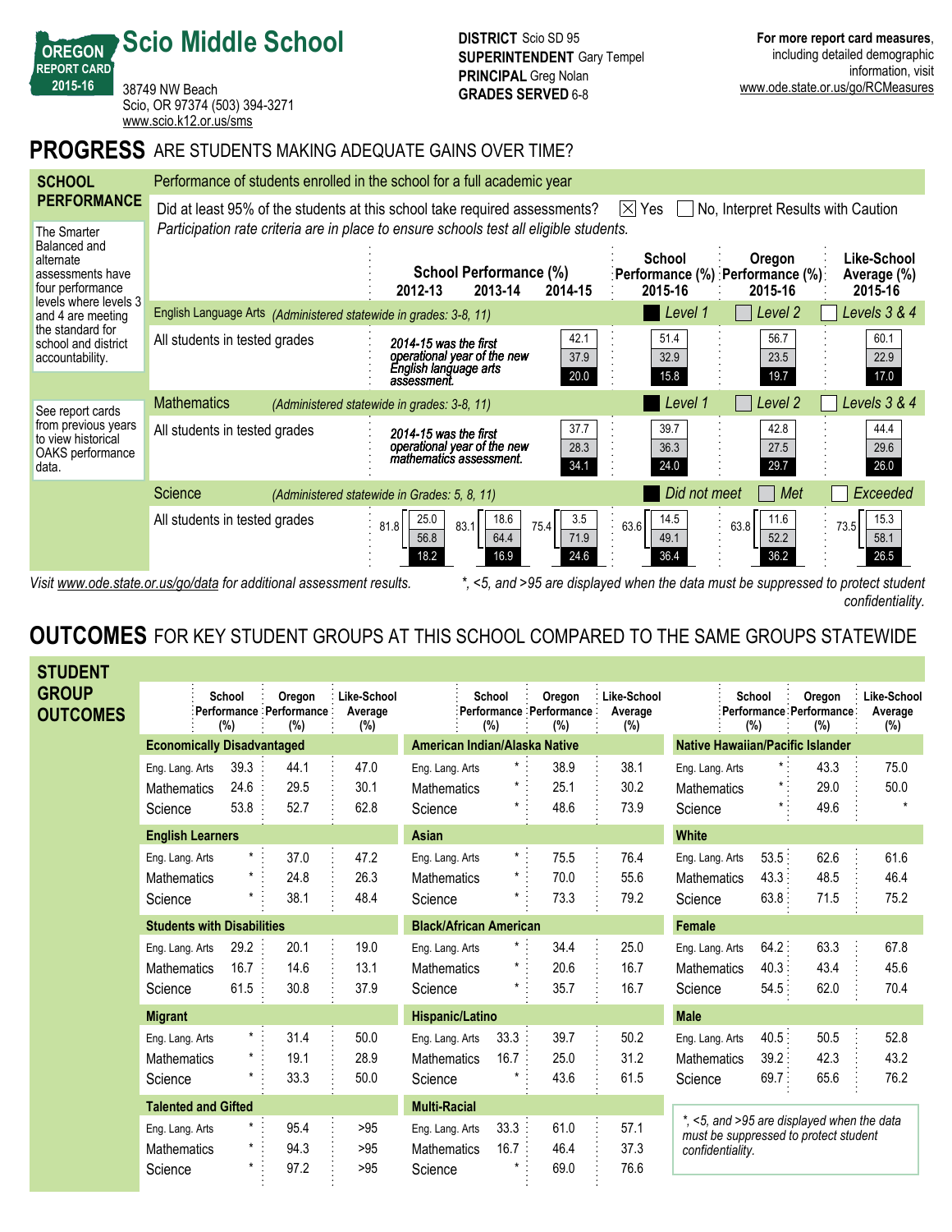# Scio Middle School

OREGON REPORT CARD 2015-16

38749 NW Beach
Scio, OR 97374 (503) 394-3271
www.scio.k12.or.us/sms

**DISTRICT** Scio SD 95
**SUPERINTENDENT** Gary Tempel
**PRINCIPAL** Greg Nolan
**GRADES SERVED** 6-8

**For more report card measures**, including detailed demographic information, visit www.ode.state.or.us/go/RCMeasures

## PROGRESS ARE STUDENTS MAKING ADEQUATE GAINS OVER TIME?

### SCHOOL PERFORMANCE

Performance of students enrolled in the school for a full academic year

Did at least 95% of the students at this school take required assessments? ☒ Yes ☐ No, Interpret Results with Caution

*Participation rate criteria are in place to ensure schools test all eligible students.*

The Smarter Balanced and alternate assessments have four performance levels where levels 3 and 4 are meeting the standard for school and district accountability.

See report cards from previous years to view historical OAKS performance data.

**English Language Arts** *(Administered statewide in grades: 3-8, 11)* — Level 1 / Level 2 / Levels 3 & 4

| | School Performance (%) 2012-13 | 2013-14 | 2014-15 | School Performance (%) 2015-16 | Oregon Performance (%) 2015-16 | Like-School Average (%) 2015-16 |
|---|---|---|---|---|---|---|
| All students in tested grades | *2014-15 was the first operational year of the new English language arts assessment.* | | 42.1 / 37.9 / 20.0 | 51.4 / 32.9 / 15.8 | 56.7 / 23.5 / 19.7 | 60.1 / 22.9 / 17.0 |

**Mathematics** *(Administered statewide in grades: 3-8, 11)* — Level 1 / Level 2 / Levels 3 & 4

| | School Performance (%) 2012-13 | 2013-14 | 2014-15 | School Performance (%) 2015-16 | Oregon Performance (%) 2015-16 | Like-School Average (%) 2015-16 |
|---|---|---|---|---|---|---|
| All students in tested grades | *2014-15 was the first operational year of the new mathematics assessment.* | | 37.7 / 28.3 / 34.1 | 39.7 / 36.3 / 24.0 | 42.8 / 27.5 / 29.7 | 44.4 / 29.6 / 26.0 |

**Science** *(Administered statewide in Grades: 5, 8, 11)* — Did not meet / Met / Exceeded

| | School Performance (%) 2012-13 | 2013-14 | 2014-15 | School Performance (%) 2015-16 | Oregon Performance (%) 2015-16 | Like-School Average (%) 2015-16 |
|---|---|---|---|---|---|---|
| All students in tested grades | 81.8: 25.0 / 56.8 / 18.2 | 83.1: 18.6 / 64.4 / 16.9 | 75.4: 3.5 / 71.9 / 24.6 | 63.6: 14.5 / 49.1 / 36.4 | 63.8: 11.6 / 52.2 / 36.2 | 73.5: 15.3 / 58.1 / 26.5 |

*Visit www.ode.state.or.us/go/data for additional assessment results.*

*\*, <5, and >95 are displayed when the data must be suppressed to protect student confidentiality.*

## OUTCOMES FOR KEY STUDENT GROUPS AT THIS SCHOOL COMPARED TO THE SAME GROUPS STATEWIDE

### STUDENT GROUP OUTCOMES

| Group / Subject | School Performance (%) | Oregon Performance (%) | Like-School Average (%) |
|---|---|---|---|
| **Economically Disadvantaged** | | | |
| Eng. Lang. Arts | 39.3 | 44.1 | 47.0 |
| Mathematics | 24.6 | 29.5 | 30.1 |
| Science | 53.8 | 52.7 | 62.8 |
| **English Learners** | | | |
| Eng. Lang. Arts | * | 37.0 | 47.2 |
| Mathematics | * | 24.8 | 26.3 |
| Science | * | 38.1 | 48.4 |
| **Students with Disabilities** | | | |
| Eng. Lang. Arts | 29.2 | 20.1 | 19.0 |
| Mathematics | 16.7 | 14.6 | 13.1 |
| Science | 61.5 | 30.8 | 37.9 |
| **Migrant** | | | |
| Eng. Lang. Arts | * | 31.4 | 50.0 |
| Mathematics | * | 19.1 | 28.9 |
| Science | * | 33.3 | 50.0 |
| **Talented and Gifted** | | | |
| Eng. Lang. Arts | * | 95.4 | >95 |
| Mathematics | * | 94.3 | >95 |
| Science | * | 97.2 | >95 |
| **American Indian/Alaska Native** | | | |
| Eng. Lang. Arts | * | 38.9 | 38.1 |
| Mathematics | * | 25.1 | 30.2 |
| Science | * | 48.6 | 73.9 |
| **Asian** | | | |
| Eng. Lang. Arts | * | 75.5 | 76.4 |
| Mathematics | * | 70.0 | 55.6 |
| Science | * | 73.3 | 79.2 |
| **Black/African American** | | | |
| Eng. Lang. Arts | * | 34.4 | 25.0 |
| Mathematics | * | 20.6 | 16.7 |
| Science | * | 35.7 | 16.7 |
| **Hispanic/Latino** | | | |
| Eng. Lang. Arts | 33.3 | 39.7 | 50.2 |
| Mathematics | 16.7 | 25.0 | 31.2 |
| Science | * | 43.6 | 61.5 |
| **Multi-Racial** | | | |
| Eng. Lang. Arts | 33.3 | 61.0 | 57.1 |
| Mathematics | 16.7 | 46.4 | 37.3 |
| Science | * | 69.0 | 76.6 |
| **Native Hawaiian/Pacific Islander** | | | |
| Eng. Lang. Arts | * | 43.3 | 75.0 |
| Mathematics | * | 29.0 | 50.0 |
| Science | * | 49.6 | * |
| **White** | | | |
| Eng. Lang. Arts | 53.5 | 62.6 | 61.6 |
| Mathematics | 43.3 | 48.5 | 46.4 |
| Science | 63.8 | 71.5 | 75.2 |
| **Female** | | | |
| Eng. Lang. Arts | 64.2 | 63.3 | 67.8 |
| Mathematics | 40.3 | 43.4 | 45.6 |
| Science | 54.5 | 62.0 | 70.4 |
| **Male** | | | |
| Eng. Lang. Arts | 40.5 | 50.5 | 52.8 |
| Mathematics | 39.2 | 42.3 | 43.2 |
| Science | 69.7 | 65.6 | 76.2 |

*\*, <5, and >95 are displayed when the data must be suppressed to protect student confidentiality.*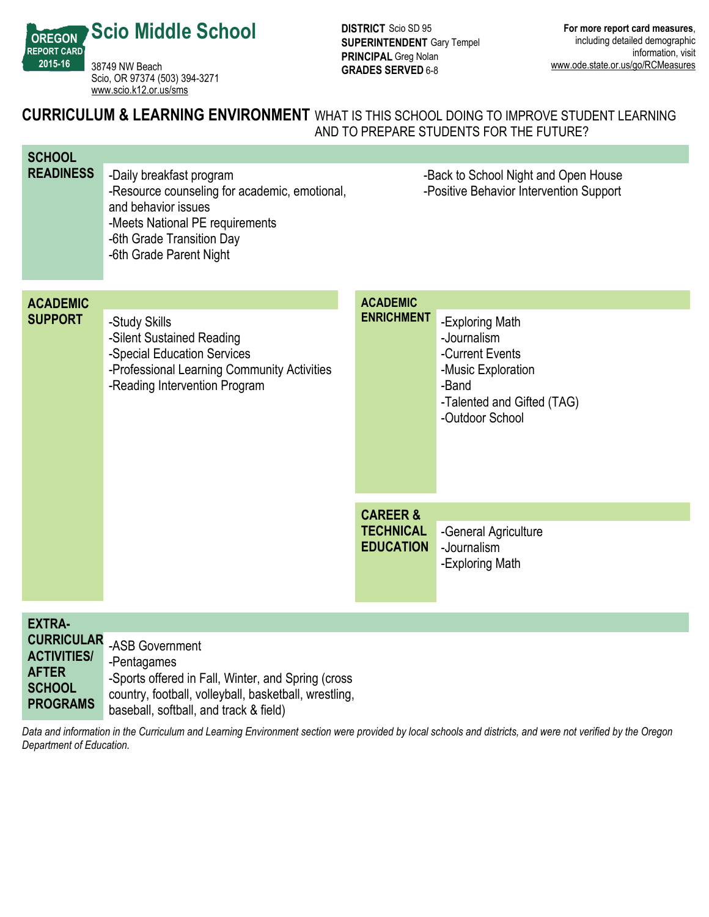**OREGON REPORT CARD 2015-16**

# Scio Middle School

38749 NW Beach
Scio, OR 97374 (503) 394-3271
www.scio.k12.or.us/sms

**DISTRICT** Scio SD 95
**SUPERINTENDENT** Gary Tempel
**PRINCIPAL** Greg Nolan
**GRADES SERVED** 6-8

**For more report card measures**, including detailed demographic information, visit www.ode.state.or.us/go/RCMeasures

## CURRICULUM & LEARNING ENVIRONMENT

WHAT IS THIS SCHOOL DOING TO IMPROVE STUDENT LEARNING AND TO PREPARE STUDENTS FOR THE FUTURE?

### SCHOOL READINESS

-Daily breakfast program
-Resource counseling for academic, emotional, and behavior issues
-Meets National PE requirements
-6th Grade Transition Day
-6th Grade Parent Night
-Back to School Night and Open House
-Positive Behavior Intervention Support

### ACADEMIC SUPPORT

-Study Skills
-Silent Sustained Reading
-Special Education Services
-Professional Learning Community Activities
-Reading Intervention Program

### ACADEMIC ENRICHMENT

-Exploring Math
-Journalism
-Current Events
-Music Exploration
-Band
-Talented and Gifted (TAG)
-Outdoor School

### CAREER & TECHNICAL EDUCATION

-General Agriculture
-Journalism
-Exploring Math

### EXTRA-CURRICULAR ACTIVITIES/ AFTER SCHOOL PROGRAMS

-ASB Government
-Pentagames
-Sports offered in Fall, Winter, and Spring (cross country, football, volleyball, basketball, wrestling, baseball, softball, and track & field)

*Data and information in the Curriculum and Learning Environment section were provided by local schools and districts, and were not verified by the Oregon Department of Education.*